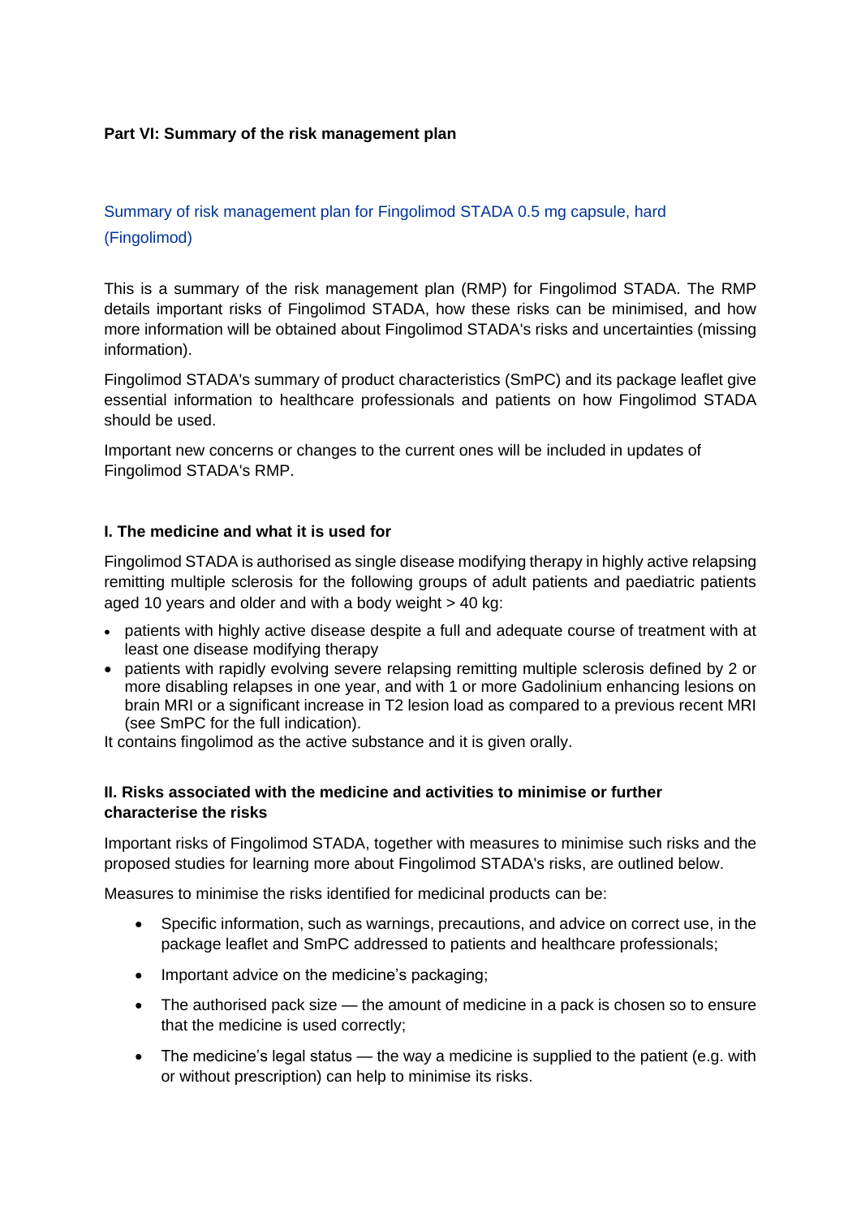**Part VI: Summary of the risk management plan**

## Summary of risk management plan for Fingolimod STADA 0.5 mg capsule, hard (Fingolimod)

This is a summary of the risk management plan (RMP) for Fingolimod STADA. The RMP details important risks of Fingolimod STADA, how these risks can be minimised, and how more information will be obtained about Fingolimod STADA's risks and uncertainties (missing information).

Fingolimod STADA's summary of product characteristics (SmPC) and its package leaflet give essential information to healthcare professionals and patients on how Fingolimod STADA should be used.

Important new concerns or changes to the current ones will be included in updates of Fingolimod STADA's RMP.

### I. The medicine and what it is used for

Fingolimod STADA is authorised as single disease modifying therapy in highly active relapsing remitting multiple sclerosis for the following groups of adult patients and paediatric patients aged 10 years and older and with a body weight > 40 kg:

- patients with highly active disease despite a full and adequate course of treatment with at least one disease modifying therapy
- patients with rapidly evolving severe relapsing remitting multiple sclerosis defined by 2 or more disabling relapses in one year, and with 1 or more Gadolinium enhancing lesions on brain MRI or a significant increase in T2 lesion load as compared to a previous recent MRI (see SmPC for the full indication).

It contains fingolimod as the active substance and it is given orally.

### II. Risks associated with the medicine and activities to minimise or further characterise the risks

Important risks of Fingolimod STADA, together with measures to minimise such risks and the proposed studies for learning more about Fingolimod STADA's risks, are outlined below.

Measures to minimise the risks identified for medicinal products can be:

- Specific information, such as warnings, precautions, and advice on correct use, in the package leaflet and SmPC addressed to patients and healthcare professionals;
- Important advice on the medicine's packaging;
- The authorised pack size — the amount of medicine in a pack is chosen so to ensure that the medicine is used correctly;
- The medicine's legal status — the way a medicine is supplied to the patient (e.g. with or without prescription) can help to minimise its risks.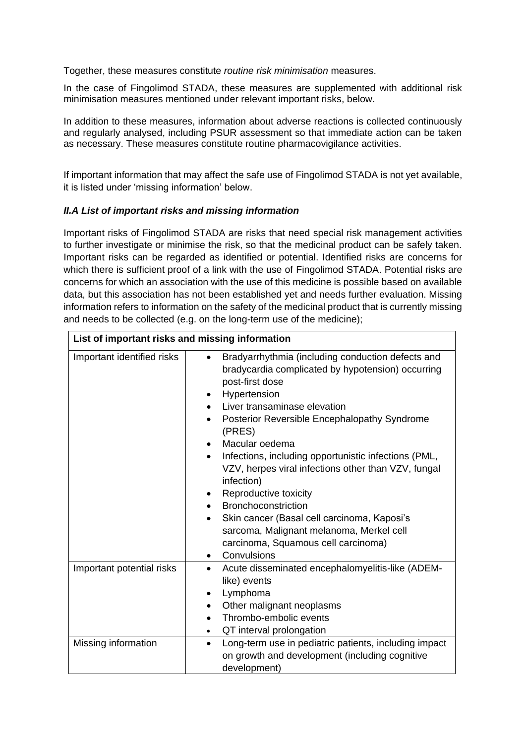Together, these measures constitute *routine risk minimisation* measures.

In the case of Fingolimod STADA, these measures are supplemented with additional risk minimisation measures mentioned under relevant important risks, below.

In addition to these measures, information about adverse reactions is collected continuously and regularly analysed, including PSUR assessment so that immediate action can be taken as necessary. These measures constitute routine pharmacovigilance activities.

If important information that may affect the safe use of Fingolimod STADA is not yet available, it is listed under 'missing information' below.

### *II.A List of important risks and missing information*

Important risks of Fingolimod STADA are risks that need special risk management activities to further investigate or minimise the risk, so that the medicinal product can be safely taken. Important risks can be regarded as identified or potential. Identified risks are concerns for which there is sufficient proof of a link with the use of Fingolimod STADA. Potential risks are concerns for which an association with the use of this medicine is possible based on available data, but this association has not been established yet and needs further evaluation. Missing information refers to information on the safety of the medicinal product that is currently missing and needs to be collected (e.g. on the long-term use of the medicine);

| **List of important risks and missing information** | |
|---|---|
| Important identified risks | • Bradyarrhythmia (including conduction defects and bradycardia complicated by hypotension) occurring post-first dose<br>• Hypertension<br>• Liver transaminase elevation<br>• Posterior Reversible Encephalopathy Syndrome (PRES)<br>• Macular oedema<br>• Infections, including opportunistic infections (PML, VZV, herpes viral infections other than VZV, fungal infection)<br>• Reproductive toxicity<br>• Bronchoconstriction<br>• Skin cancer (Basal cell carcinoma, Kaposi's sarcoma, Malignant melanoma, Merkel cell carcinoma, Squamous cell carcinoma)<br>• Convulsions |
| Important potential risks | • Acute disseminated encephalomyelitis-like (ADEM-like) events<br>• Lymphoma<br>• Other malignant neoplasms<br>• Thrombo-embolic events<br>• QT interval prolongation |
| Missing information | • Long-term use in pediatric patients, including impact on growth and development (including cognitive development) |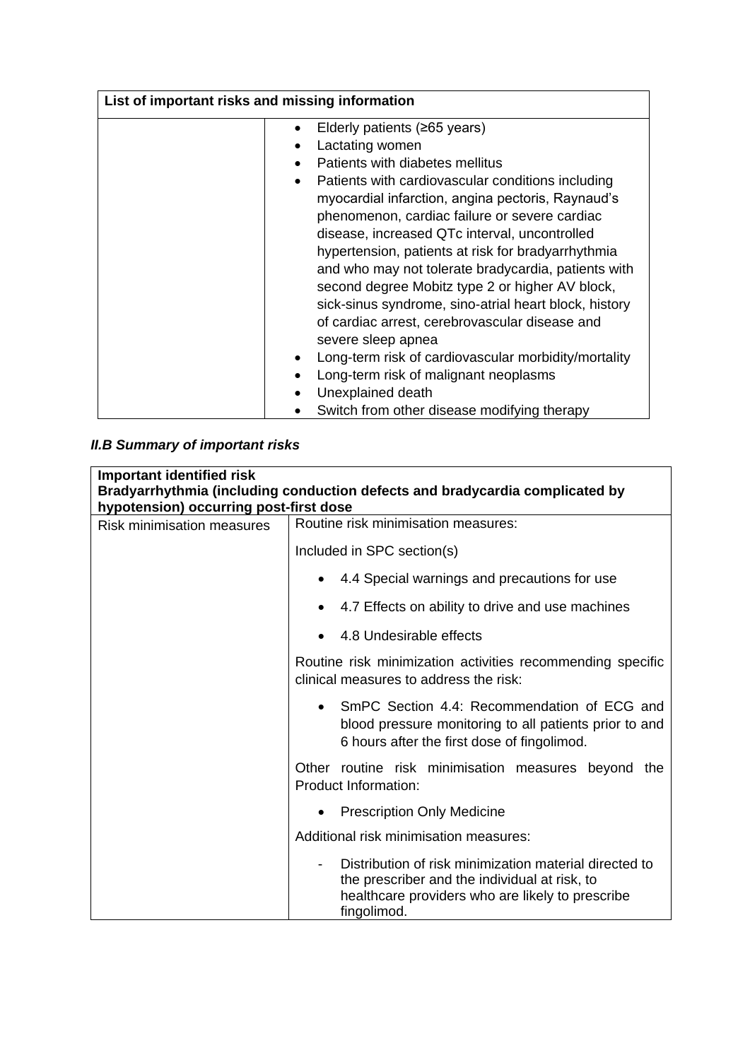| List of important risks and missing information | |
|---|---|
| | • Elderly patients (≥65 years)<br>• Lactating women<br>• Patients with diabetes mellitus<br>• Patients with cardiovascular conditions including myocardial infarction, angina pectoris, Raynaud's phenomenon, cardiac failure or severe cardiac disease, increased QTc interval, uncontrolled hypertension, patients at risk for bradyarrhythmia and who may not tolerate bradycardia, patients with second degree Mobitz type 2 or higher AV block, sick-sinus syndrome, sino-atrial heart block, history of cardiac arrest, cerebrovascular disease and severe sleep apnea<br>• Long-term risk of cardiovascular morbidity/mortality<br>• Long-term risk of malignant neoplasms<br>• Unexplained death<br>• Switch from other disease modifying therapy |

### *II.B Summary of important risks*

| **Important identified risk**<br>**Bradyarrhythmia (including conduction defects and bradycardia complicated by hypotension) occurring post-first dose** | |
|---|---|
| Risk minimisation measures | Routine risk minimisation measures:<br><br>Included in SPC section(s)<br><br>• 4.4 Special warnings and precautions for use<br>• 4.7 Effects on ability to drive and use machines<br>• 4.8 Undesirable effects<br><br>Routine risk minimization activities recommending specific clinical measures to address the risk:<br><br>• SmPC Section 4.4: Recommendation of ECG and blood pressure monitoring to all patients prior to and 6 hours after the first dose of fingolimod.<br><br>Other routine risk minimisation measures beyond the Product Information:<br><br>• Prescription Only Medicine<br><br>Additional risk minimisation measures:<br><br>- Distribution of risk minimization material directed to the prescriber and the individual at risk, to healthcare providers who are likely to prescribe fingolimod. |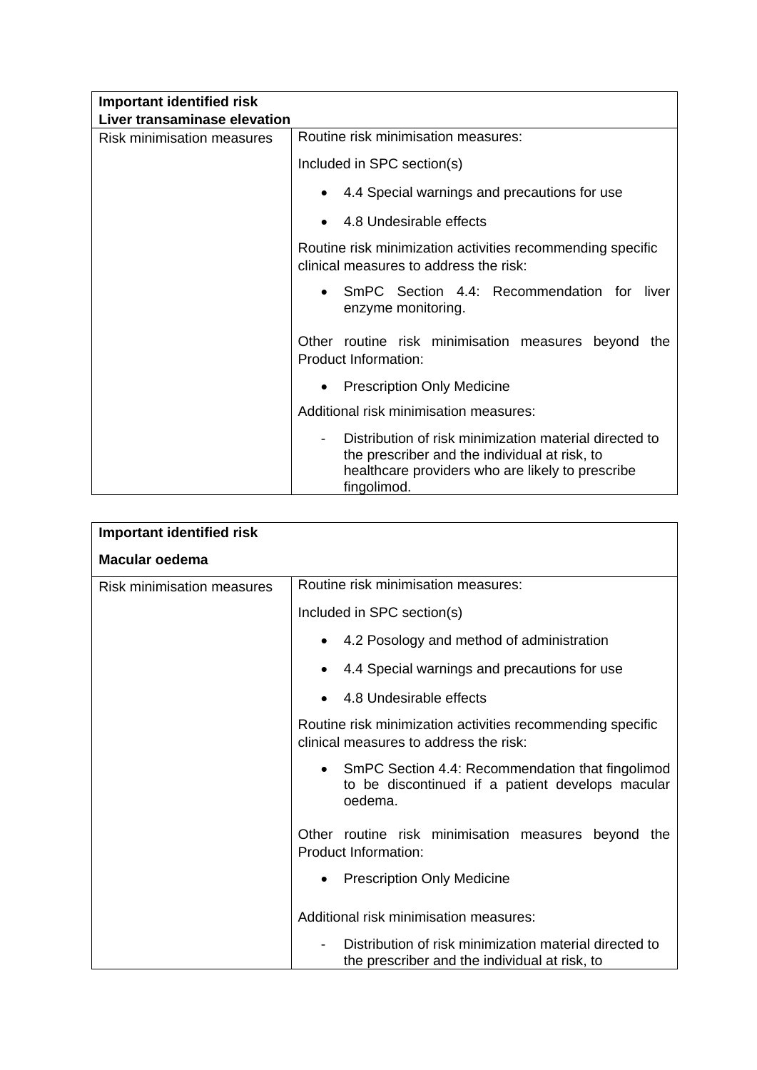| **Important identified risk** **Liver transaminase elevation** | |
|---|---|
| Risk minimisation measures | Routine risk minimisation measures:<br><br>Included in SPC section(s)<br><br>• 4.4 Special warnings and precautions for use<br>• 4.8 Undesirable effects<br><br>Routine risk minimization activities recommending specific clinical measures to address the risk:<br><br>• SmPC Section 4.4: Recommendation for liver enzyme monitoring.<br><br>Other routine risk minimisation measures beyond the Product Information:<br><br>• Prescription Only Medicine<br><br>Additional risk minimisation measures:<br><br>- Distribution of risk minimization material directed to the prescriber and the individual at risk, to healthcare providers who are likely to prescribe fingolimod. |

| **Important identified risk** **Macular oedema** | |
|---|---|
| Risk minimisation measures | Routine risk minimisation measures:<br><br>Included in SPC section(s)<br><br>• 4.2 Posology and method of administration<br>• 4.4 Special warnings and precautions for use<br>• 4.8 Undesirable effects<br><br>Routine risk minimization activities recommending specific clinical measures to address the risk:<br><br>• SmPC Section 4.4: Recommendation that fingolimod to be discontinued if a patient develops macular oedema.<br><br>Other routine risk minimisation measures beyond the Product Information:<br><br>• Prescription Only Medicine<br><br>Additional risk minimisation measures:<br><br>- Distribution of risk minimization material directed to the prescriber and the individual at risk, to |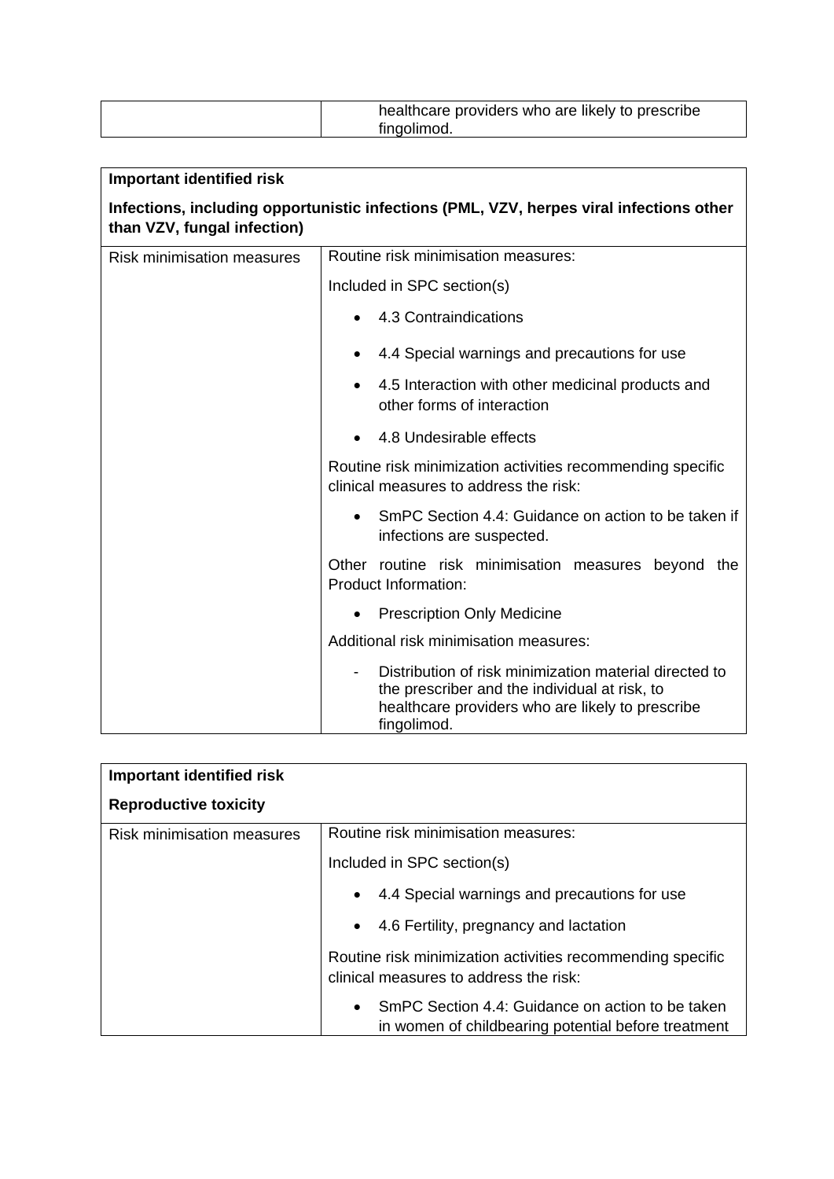| | |
|---|---|
| | healthcare providers who are likely to prescribe fingolimod. |

| **Important identified risk**<br><br>**Infections, including opportunistic infections (PML, VZV, herpes viral infections other than VZV, fungal infection)** | |
|---|---|
| Risk minimisation measures | Routine risk minimisation measures:<br><br>Included in SPC section(s)<br><br>• 4.3 Contraindications<br>• 4.4 Special warnings and precautions for use<br>• 4.5 Interaction with other medicinal products and other forms of interaction<br>• 4.8 Undesirable effects<br><br>Routine risk minimization activities recommending specific clinical measures to address the risk:<br><br>• SmPC Section 4.4: Guidance on action to be taken if infections are suspected.<br><br>Other routine risk minimisation measures beyond the Product Information:<br><br>• Prescription Only Medicine<br><br>Additional risk minimisation measures:<br><br>- Distribution of risk minimization material directed to the prescriber and the individual at risk, to healthcare providers who are likely to prescribe fingolimod. |

| **Important identified risk**<br><br>**Reproductive toxicity** | |
|---|---|
| Risk minimisation measures | Routine risk minimisation measures:<br><br>Included in SPC section(s)<br><br>• 4.4 Special warnings and precautions for use<br>• 4.6 Fertility, pregnancy and lactation<br><br>Routine risk minimization activities recommending specific clinical measures to address the risk:<br><br>• SmPC Section 4.4: Guidance on action to be taken in women of childbearing potential before treatment |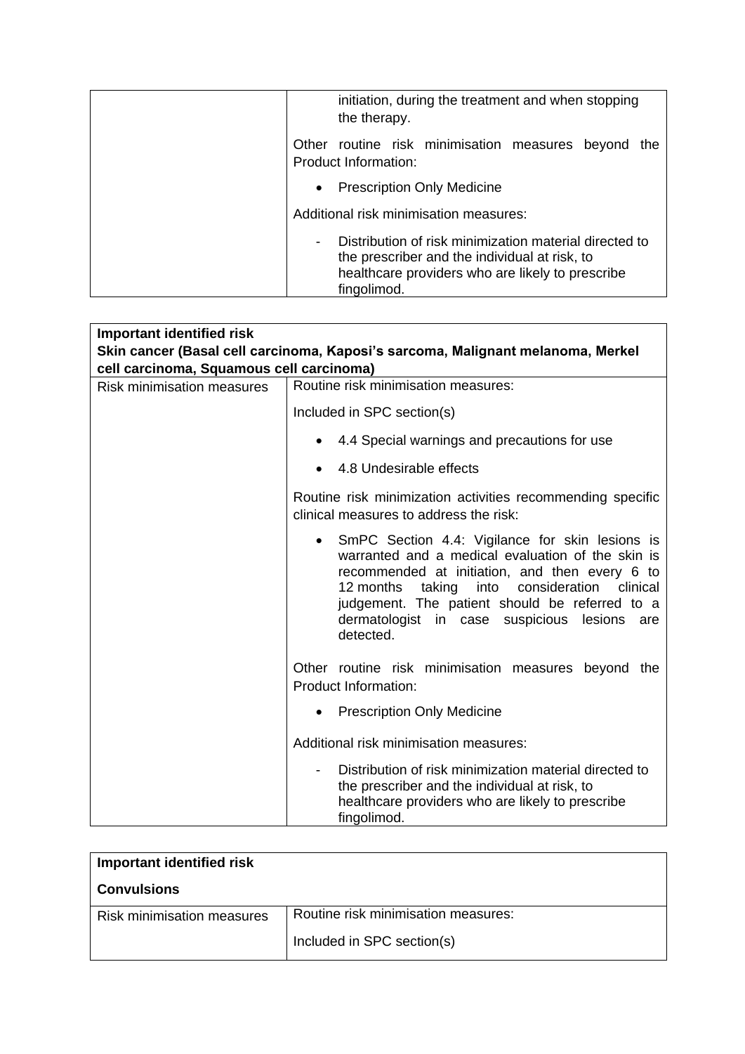| | |
|---|---|
| | initiation, during the treatment and when stopping the therapy.<br><br>Other routine risk minimisation measures beyond the Product Information:<br><br>• Prescription Only Medicine<br><br>Additional risk minimisation measures:<br><br>- Distribution of risk minimization material directed to the prescriber and the individual at risk, to healthcare providers who are likely to prescribe fingolimod. |

| **Important identified risk**<br>**Skin cancer (Basal cell carcinoma, Kaposi's sarcoma, Malignant melanoma, Merkel cell carcinoma, Squamous cell carcinoma)** | |
|---|---|
| Risk minimisation measures | Routine risk minimisation measures:<br><br>Included in SPC section(s)<br><br>• 4.4 Special warnings and precautions for use<br><br>• 4.8 Undesirable effects<br><br>Routine risk minimization activities recommending specific clinical measures to address the risk:<br><br>• SmPC Section 4.4: Vigilance for skin lesions is warranted and a medical evaluation of the skin is recommended at initiation, and then every 6 to 12 months taking into consideration clinical judgement. The patient should be referred to a dermatologist in case suspicious lesions are detected.<br><br>Other routine risk minimisation measures beyond the Product Information:<br><br>• Prescription Only Medicine<br><br>Additional risk minimisation measures:<br><br>- Distribution of risk minimization material directed to the prescriber and the individual at risk, to healthcare providers who are likely to prescribe fingolimod. |

| **Important identified risk**<br><br>**Convulsions** | |
|---|---|
| Risk minimisation measures | Routine risk minimisation measures:<br><br>Included in SPC section(s) |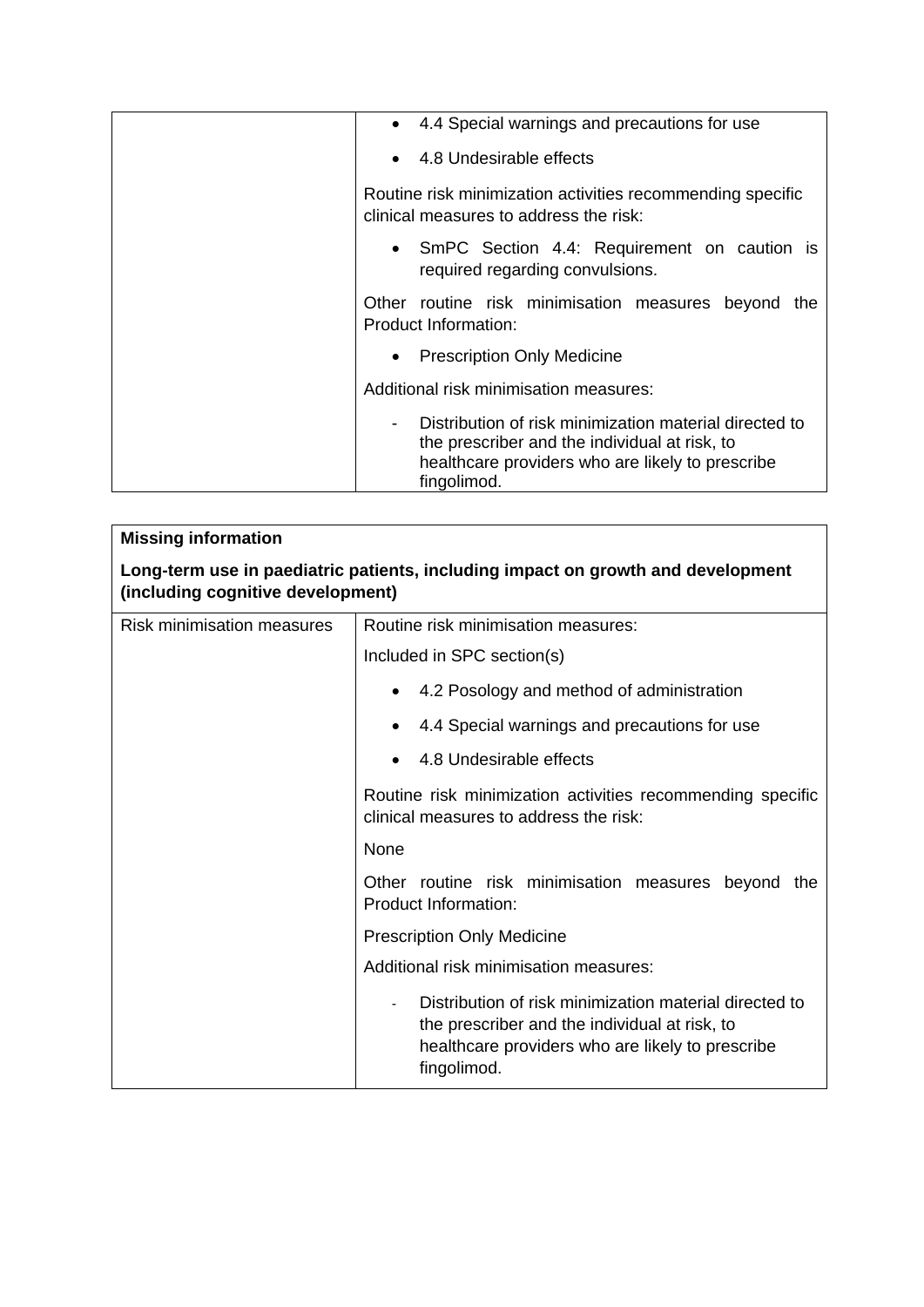| | |
|---|---|
| | • 4.4 Special warnings and precautions for use<br>• 4.8 Undesirable effects<br><br>Routine risk minimization activities recommending specific clinical measures to address the risk:<br><br>• SmPC Section 4.4: Requirement on caution is required regarding convulsions.<br><br>Other routine risk minimisation measures beyond the Product Information:<br><br>• Prescription Only Medicine<br><br>Additional risk minimisation measures:<br><br>- Distribution of risk minimization material directed to the prescriber and the individual at risk, to healthcare providers who are likely to prescribe fingolimod. |

| **Missing information** | |
|---|---|
| **Long-term use in paediatric patients, including impact on growth and development (including cognitive development)** | |
| Risk minimisation measures | Routine risk minimisation measures:<br><br>Included in SPC section(s)<br><br>• 4.2 Posology and method of administration<br>• 4.4 Special warnings and precautions for use<br>• 4.8 Undesirable effects<br><br>Routine risk minimization activities recommending specific clinical measures to address the risk:<br><br>None<br><br>Other routine risk minimisation measures beyond the Product Information:<br><br>Prescription Only Medicine<br><br>Additional risk minimisation measures:<br><br>- Distribution of risk minimization material directed to the prescriber and the individual at risk, to healthcare providers who are likely to prescribe fingolimod. |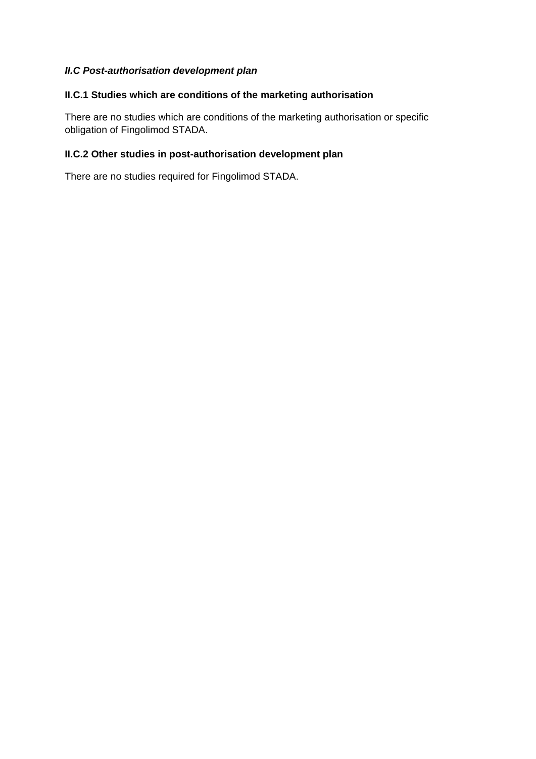***II.C Post-authorisation development plan***

**II.C.1 Studies which are conditions of the marketing authorisation**

There are no studies which are conditions of the marketing authorisation or specific obligation of Fingolimod STADA.

**II.C.2 Other studies in post-authorisation development plan**

There are no studies required for Fingolimod STADA.